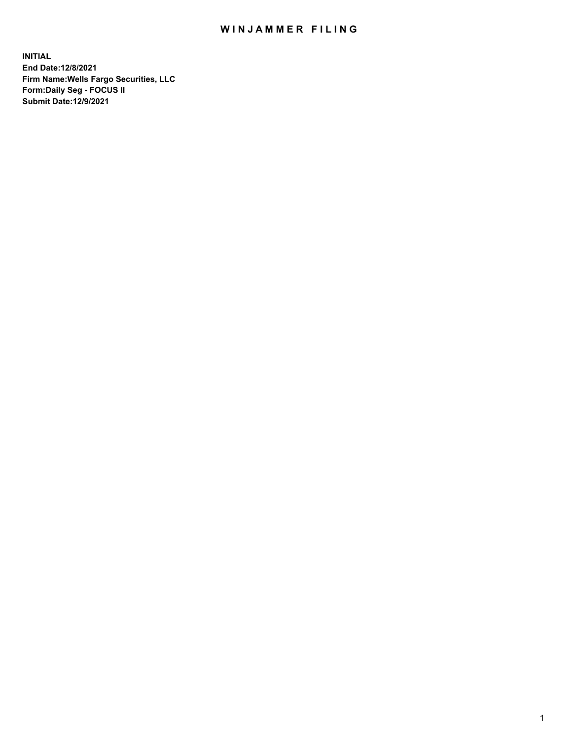# WINJAMMER FILING

**INITIAL**
**End Date:12/8/2021**
**Firm Name:Wells Fargo Securities, LLC**
**Form:Daily Seg - FOCUS II**
**Submit Date:12/9/2021**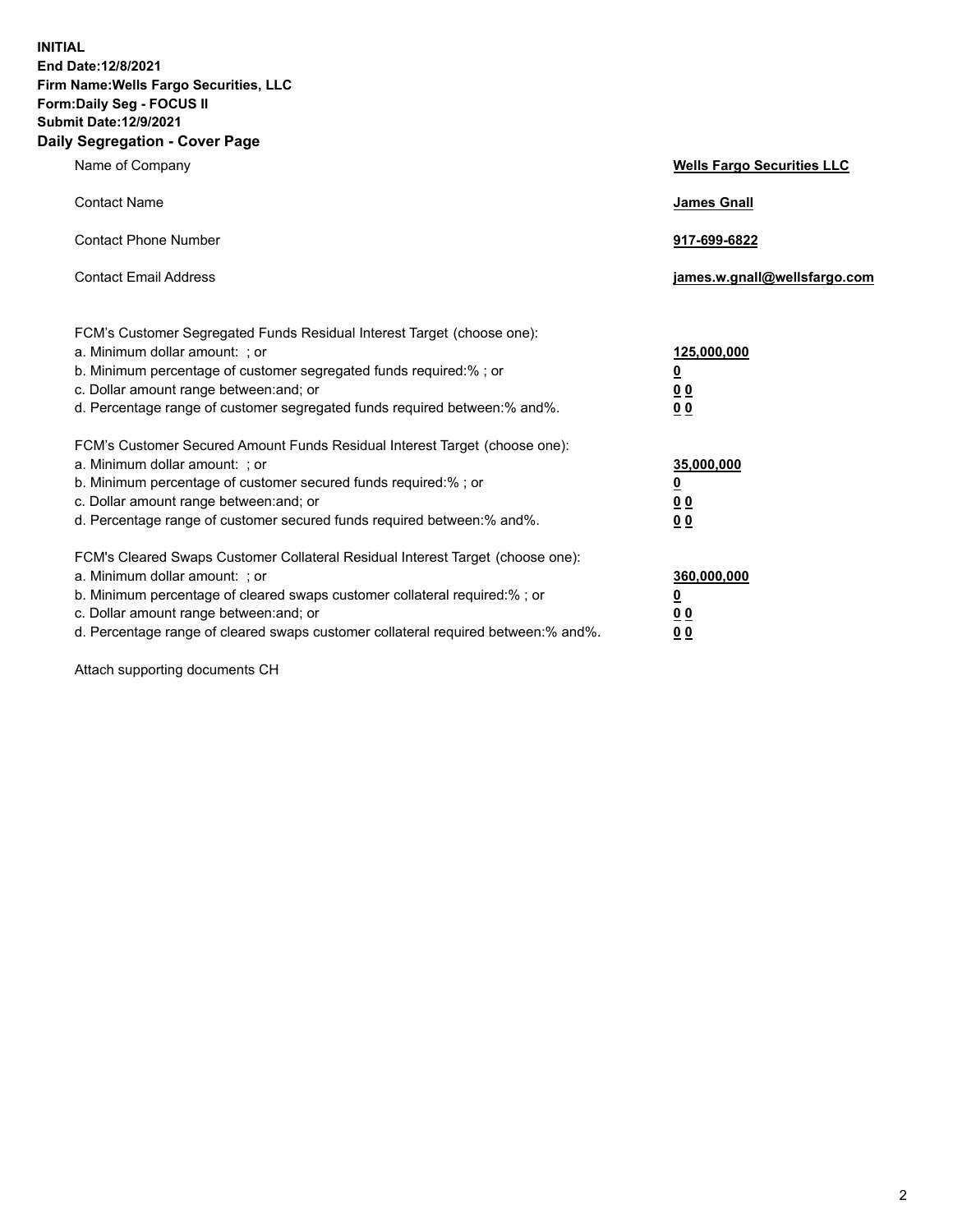**INITIAL**
**End Date:12/8/2021**
**Firm Name:Wells Fargo Securities, LLC**
**Form:Daily Seg - FOCUS II**
**Submit Date:12/9/2021**

## Daily Segregation - Cover Page

| | |
|---|---|
| Name of Company | **Wells Fargo Securities LLC** |
| Contact Name | **James Gnall** |
| Contact Phone Number | **917-699-6822** |
| Contact Email Address | **james.w.gnall@wellsfargo.com** |

| | |
|---|---|
| FCM's Customer Segregated Funds Residual Interest Target (choose one): | |
| a. Minimum dollar amount: ; or | **125,000,000** |
| b. Minimum percentage of customer segregated funds required:% ; or | **0** |
| c. Dollar amount range between:and; or | **0 0** |
| d. Percentage range of customer segregated funds required between:% and%. | **0 0** |
| FCM's Customer Secured Amount Funds Residual Interest Target (choose one): | |
| a. Minimum dollar amount: ; or | **35,000,000** |
| b. Minimum percentage of customer secured funds required:% ; or | **0** |
| c. Dollar amount range between:and; or | **0 0** |
| d. Percentage range of customer secured funds required between:% and%. | **0 0** |
| FCM's Cleared Swaps Customer Collateral Residual Interest Target (choose one): | |
| a. Minimum dollar amount: ; or | **360,000,000** |
| b. Minimum percentage of cleared swaps customer collateral required:% ; or | **0** |
| c. Dollar amount range between:and; or | **0 0** |
| d. Percentage range of cleared swaps customer collateral required between:% and%. | **0 0** |

Attach supporting documents CH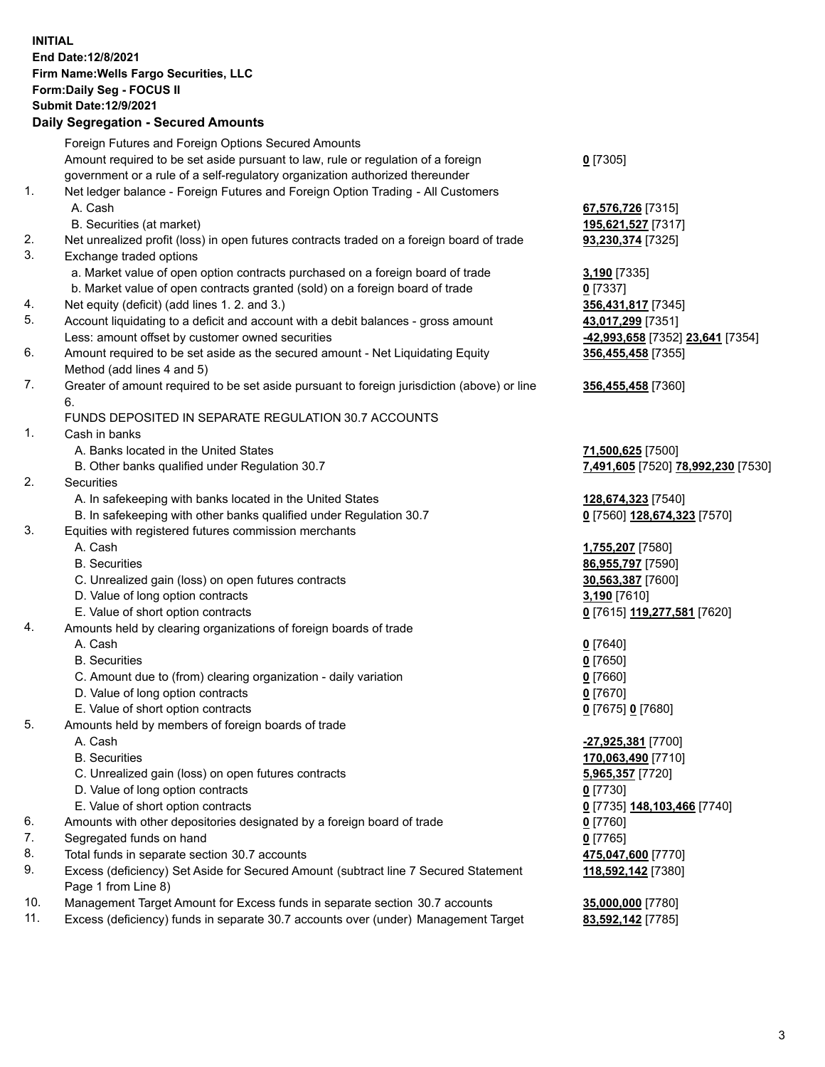**INITIAL**
**End Date:12/8/2021**
**Firm Name:Wells Fargo Securities, LLC**
**Form:Daily Seg - FOCUS II**
**Submit Date:12/9/2021**

### Daily Segregation - Secured Amounts

| | | |
|---|---|---|
| | Foreign Futures and Foreign Options Secured Amounts | |
| | Amount required to be set aside pursuant to law, rule or regulation of a foreign government or a rule of a self-regulatory organization authorized thereunder | **0** [7305] |
| 1. | Net ledger balance - Foreign Futures and Foreign Option Trading - All Customers | |
| | A. Cash | **67,576,726** [7315] |
| | B. Securities (at market) | **195,621,527** [7317] |
| 2. | Net unrealized profit (loss) in open futures contracts traded on a foreign board of trade | **93,230,374** [7325] |
| 3. | Exchange traded options | |
| | a. Market value of open option contracts purchased on a foreign board of trade | **3,190** [7335] |
| | b. Market value of open contracts granted (sold) on a foreign board of trade | **0** [7337] |
| 4. | Net equity (deficit) (add lines 1. 2. and 3.) | **356,431,817** [7345] |
| 5. | Account liquidating to a deficit and account with a debit balances - gross amount | **43,017,299** [7351] |
| | Less: amount offset by customer owned securities | **-42,993,658** [7352] **23,641** [7354] |
| 6. | Amount required to be set aside as the secured amount - Net Liquidating Equity Method (add lines 4 and 5) | **356,455,458** [7355] |
| 7. | Greater of amount required to be set aside pursuant to foreign jurisdiction (above) or line 6. | **356,455,458** [7360] |
| | FUNDS DEPOSITED IN SEPARATE REGULATION 30.7 ACCOUNTS | |
| 1. | Cash in banks | |
| | A. Banks located in the United States | **71,500,625** [7500] |
| | B. Other banks qualified under Regulation 30.7 | **7,491,605** [7520] **78,992,230** [7530] |
| 2. | Securities | |
| | A. In safekeeping with banks located in the United States | **128,674,323** [7540] |
| | B. In safekeeping with other banks qualified under Regulation 30.7 | **0** [7560] **128,674,323** [7570] |
| 3. | Equities with registered futures commission merchants | |
| | A. Cash | **1,755,207** [7580] |
| | B. Securities | **86,955,797** [7590] |
| | C. Unrealized gain (loss) on open futures contracts | **30,563,387** [7600] |
| | D. Value of long option contracts | **3,190** [7610] |
| | E. Value of short option contracts | **0** [7615] **119,277,581** [7620] |
| 4. | Amounts held by clearing organizations of foreign boards of trade | |
| | A. Cash | **0** [7640] |
| | B. Securities | **0** [7650] |
| | C. Amount due to (from) clearing organization - daily variation | **0** [7660] |
| | D. Value of long option contracts | **0** [7670] |
| | E. Value of short option contracts | **0** [7675] **0** [7680] |
| 5. | Amounts held by members of foreign boards of trade | |
| | A. Cash | **-27,925,381** [7700] |
| | B. Securities | **170,063,490** [7710] |
| | C. Unrealized gain (loss) on open futures contracts | **5,965,357** [7720] |
| | D. Value of long option contracts | **0** [7730] |
| | E. Value of short option contracts | **0** [7735] **148,103,466** [7740] |
| 6. | Amounts with other depositories designated by a foreign board of trade | **0** [7760] |
| 7. | Segregated funds on hand | **0** [7765] |
| 8. | Total funds in separate section 30.7 accounts | **475,047,600** [7770] |
| 9. | Excess (deficiency) Set Aside for Secured Amount (subtract line 7 Secured Statement Page 1 from Line 8) | **118,592,142** [7380] |
| 10. | Management Target Amount for Excess funds in separate section 30.7 accounts | **35,000,000** [7780] |
| 11. | Excess (deficiency) funds in separate 30.7 accounts over (under) Management Target | **83,592,142** [7785] |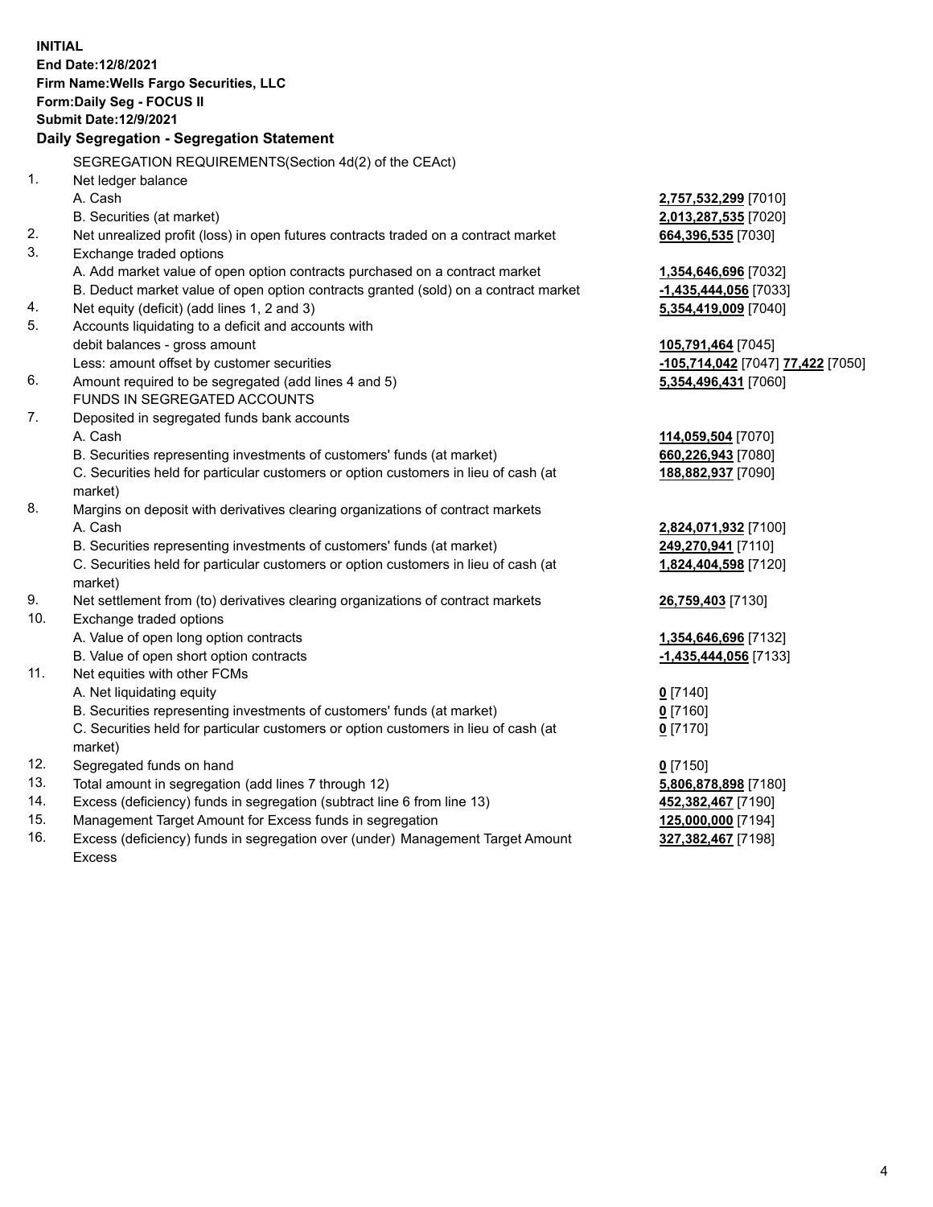**INITIAL**
**End Date:12/8/2021**
**Firm Name:Wells Fargo Securities, LLC**
**Form:Daily Seg - FOCUS II**
**Submit Date:12/9/2021**

## Daily Segregation - Segregation Statement

SEGREGATION REQUIREMENTS(Section 4d(2) of the CEAct)

| | | |
|---|---|---|
| 1. | Net ledger balance | |
| | A. Cash | **2,757,532,299** [7010] |
| | B. Securities (at market) | **2,013,287,535** [7020] |
| 2. | Net unrealized profit (loss) in open futures contracts traded on a contract market | **664,396,535** [7030] |
| 3. | Exchange traded options | |
| | A. Add market value of open option contracts purchased on a contract market | **1,354,646,696** [7032] |
| | B. Deduct market value of open option contracts granted (sold) on a contract market | **-1,435,444,056** [7033] |
| 4. | Net equity (deficit) (add lines 1, 2 and 3) | **5,354,419,009** [7040] |
| 5. | Accounts liquidating to a deficit and accounts with | |
| | debit balances - gross amount | **105,791,464** [7045] |
| | Less: amount offset by customer securities | **-105,714,042** [7047] **77,422** [7050] |
| 6. | Amount required to be segregated (add lines 4 and 5) | **5,354,496,431** [7060] |
| | FUNDS IN SEGREGATED ACCOUNTS | |
| 7. | Deposited in segregated funds bank accounts | |
| | A. Cash | **114,059,504** [7070] |
| | B. Securities representing investments of customers' funds (at market) | **660,226,943** [7080] |
| | C. Securities held for particular customers or option customers in lieu of cash (at market) | **188,882,937** [7090] |
| 8. | Margins on deposit with derivatives clearing organizations of contract markets | |
| | A. Cash | **2,824,071,932** [7100] |
| | B. Securities representing investments of customers' funds (at market) | **249,270,941** [7110] |
| | C. Securities held for particular customers or option customers in lieu of cash (at market) | **1,824,404,598** [7120] |
| 9. | Net settlement from (to) derivatives clearing organizations of contract markets | **26,759,403** [7130] |
| 10. | Exchange traded options | |
| | A. Value of open long option contracts | **1,354,646,696** [7132] |
| | B. Value of open short option contracts | **-1,435,444,056** [7133] |
| 11. | Net equities with other FCMs | |
| | A. Net liquidating equity | **0** [7140] |
| | B. Securities representing investments of customers' funds (at market) | **0** [7160] |
| | C. Securities held for particular customers or option customers in lieu of cash (at market) | **0** [7170] |
| 12. | Segregated funds on hand | **0** [7150] |
| 13. | Total amount in segregation (add lines 7 through 12) | **5,806,878,898** [7180] |
| 14. | Excess (deficiency) funds in segregation (subtract line 6 from line 13) | **452,382,467** [7190] |
| 15. | Management Target Amount for Excess funds in segregation | **125,000,000** [7194] |
| 16. | Excess (deficiency) funds in segregation over (under) Management Target Amount Excess | **327,382,467** [7198] |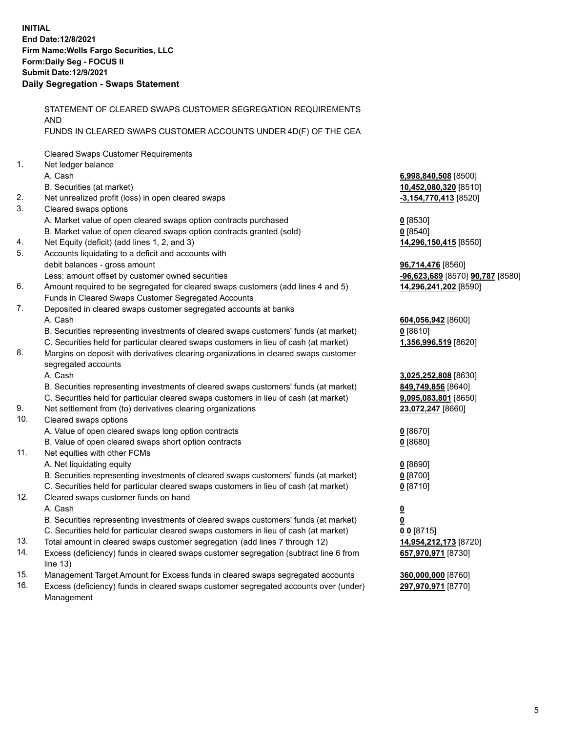**INITIAL**
**End Date:12/8/2021**
**Firm Name:Wells Fargo Securities, LLC**
**Form:Daily Seg - FOCUS II**
**Submit Date:12/9/2021**
**Daily Segregation - Swaps Statement**

STATEMENT OF CLEARED SWAPS CUSTOMER SEGREGATION REQUIREMENTS AND FUNDS IN CLEARED SWAPS CUSTOMER ACCOUNTS UNDER 4D(F) OF THE CEA

| | | |
|---|---|---|
| | Cleared Swaps Customer Requirements | |
| 1. | Net ledger balance | |
| | A. Cash | **6,998,840,508** [8500] |
| | B. Securities (at market) | **10,452,080,320** [8510] |
| 2. | Net unrealized profit (loss) in open cleared swaps | **-3,154,770,413** [8520] |
| 3. | Cleared swaps options | |
| | A. Market value of open cleared swaps option contracts purchased | **0** [8530] |
| | B. Market value of open cleared swaps option contracts granted (sold) | **0** [8540] |
| 4. | Net Equity (deficit) (add lines 1, 2, and 3) | **14,296,150,415** [8550] |
| 5. | Accounts liquidating to a deficit and accounts with debit balances - gross amount | **96,714,476** [8560] |
| | Less: amount offset by customer owned securities | **-96,623,689** [8570] **90,787** [8580] |
| 6. | Amount required to be segregated for cleared swaps customers (add lines 4 and 5) | **14,296,241,202** [8590] |
| | Funds in Cleared Swaps Customer Segregated Accounts | |
| 7. | Deposited in cleared swaps customer segregated accounts at banks | |
| | A. Cash | **604,056,942** [8600] |
| | B. Securities representing investments of cleared swaps customers' funds (at market) | **0** [8610] |
| | C. Securities held for particular cleared swaps customers in lieu of cash (at market) | **1,356,996,519** [8620] |
| 8. | Margins on deposit with derivatives clearing organizations in cleared swaps customer segregated accounts | |
| | A. Cash | **3,025,252,808** [8630] |
| | B. Securities representing investments of cleared swaps customers' funds (at market) | **849,749,856** [8640] |
| | C. Securities held for particular cleared swaps customers in lieu of cash (at market) | **9,095,083,801** [8650] |
| 9. | Net settlement from (to) derivatives clearing organizations | **23,072,247** [8660] |
| 10. | Cleared swaps options | |
| | A. Value of open cleared swaps long option contracts | **0** [8670] |
| | B. Value of open cleared swaps short option contracts | **0** [8680] |
| 11. | Net equities with other FCMs | |
| | A. Net liquidating equity | **0** [8690] |
| | B. Securities representing investments of cleared swaps customers' funds (at market) | **0** [8700] |
| | C. Securities held for particular cleared swaps customers in lieu of cash (at market) | **0** [8710] |
| 12. | Cleared swaps customer funds on hand | |
| | A. Cash | **0** |
| | B. Securities representing investments of cleared swaps customers' funds (at market) | **0** |
| | C. Securities held for particular cleared swaps customers in lieu of cash (at market) | **0** **0** [8715] |
| 13. | Total amount in cleared swaps customer segregation (add lines 7 through 12) | **14,954,212,173** [8720] |
| 14. | Excess (deficiency) funds in cleared swaps customer segregation (subtract line 6 from line 13) | **657,970,971** [8730] |
| 15. | Management Target Amount for Excess funds in cleared swaps segregated accounts | **360,000,000** [8760] |
| 16. | Excess (deficiency) funds in cleared swaps customer segregated accounts over (under) Management | **297,970,971** [8770] |